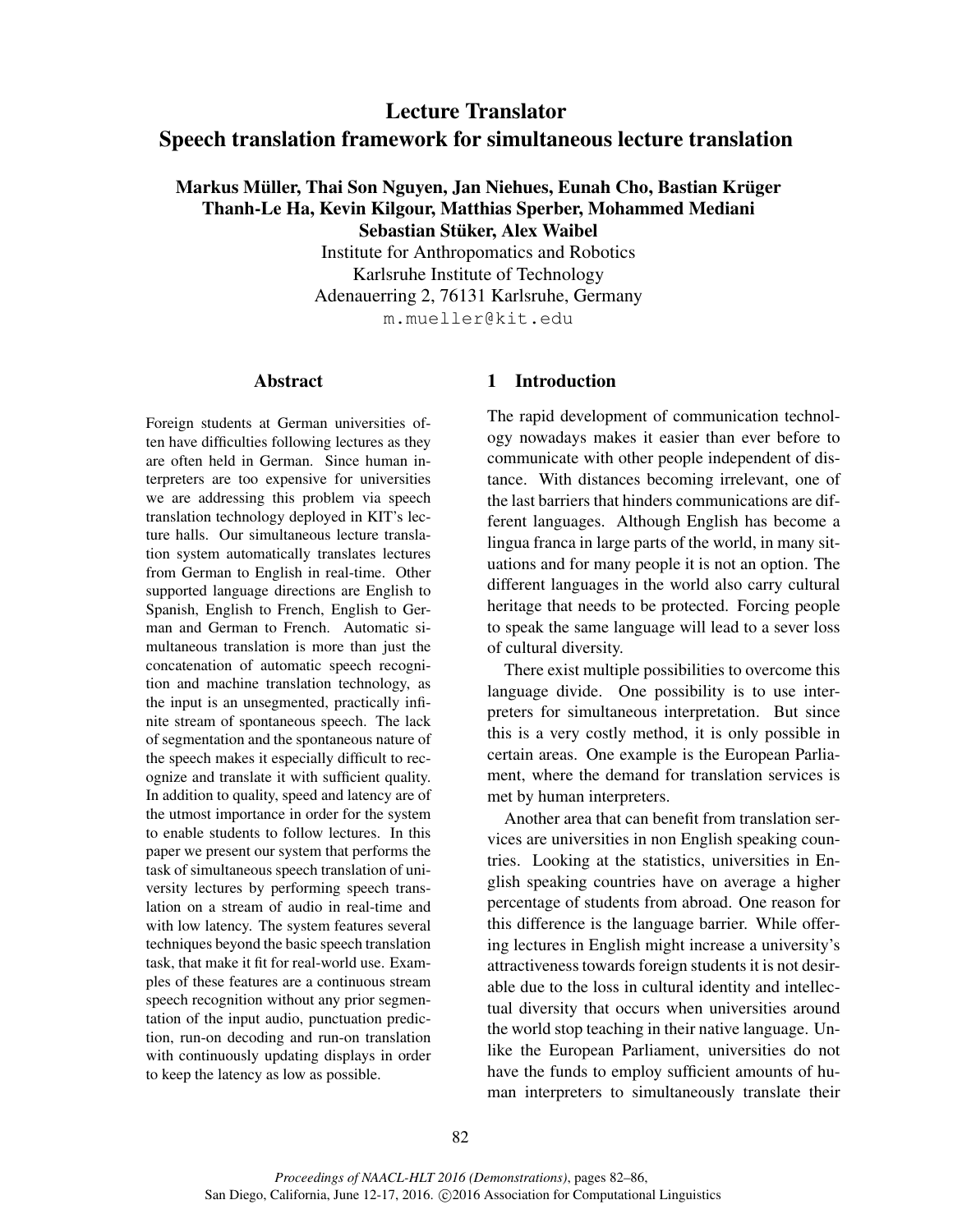# Lecture Translator
# Speech translation framework for simultaneous lecture translation

**Markus Müller, Thai Son Nguyen, Jan Niehues, Eunah Cho, Bastian Krüger Thanh-Le Ha, Kevin Kilgour, Matthias Sperber, Mohammed Mediani Sebastian Stüker, Alex Waibel**

Institute for Anthropomatics and Robotics
Karlsruhe Institute of Technology
Adenauerring 2, 76131 Karlsruhe, Germany
m.mueller@kit.edu

## Abstract

Foreign students at German universities often have difficulties following lectures as they are often held in German. Since human interpreters are too expensive for universities we are addressing this problem via speech translation technology deployed in KIT's lecture halls. Our simultaneous lecture translation system automatically translates lectures from German to English in real-time. Other supported language directions are English to Spanish, English to French, English to German and German to French. Automatic simultaneous translation is more than just the concatenation of automatic speech recognition and machine translation technology, as the input is an unsegmented, practically infinite stream of spontaneous speech. The lack of segmentation and the spontaneous nature of the speech makes it especially difficult to recognize and translate it with sufficient quality. In addition to quality, speed and latency are of the utmost importance in order for the system to enable students to follow lectures. In this paper we present our system that performs the task of simultaneous speech translation of university lectures by performing speech translation on a stream of audio in real-time and with low latency. The system features several techniques beyond the basic speech translation task, that make it fit for real-world use. Examples of these features are a continuous stream speech recognition without any prior segmentation of the input audio, punctuation prediction, run-on decoding and run-on translation with continuously updating displays in order to keep the latency as low as possible.

## 1 Introduction

The rapid development of communication technology nowadays makes it easier than ever before to communicate with other people independent of distance. With distances becoming irrelevant, one of the last barriers that hinders communications are different languages. Although English has become a lingua franca in large parts of the world, in many situations and for many people it is not an option. The different languages in the world also carry cultural heritage that needs to be protected. Forcing people to speak the same language will lead to a sever loss of cultural diversity.

There exist multiple possibilities to overcome this language divide. One possibility is to use interpreters for simultaneous interpretation. But since this is a very costly method, it is only possible in certain areas. One example is the European Parliament, where the demand for translation services is met by human interpreters.

Another area that can benefit from translation services are universities in non English speaking countries. Looking at the statistics, universities in English speaking countries have on average a higher percentage of students from abroad. One reason for this difference is the language barrier. While offering lectures in English might increase a university's attractiveness towards foreign students it is not desirable due to the loss in cultural identity and intellectual diversity that occurs when universities around the world stop teaching in their native language. Unlike the European Parliament, universities do not have the funds to employ sufficient amounts of human interpreters to simultaneously translate their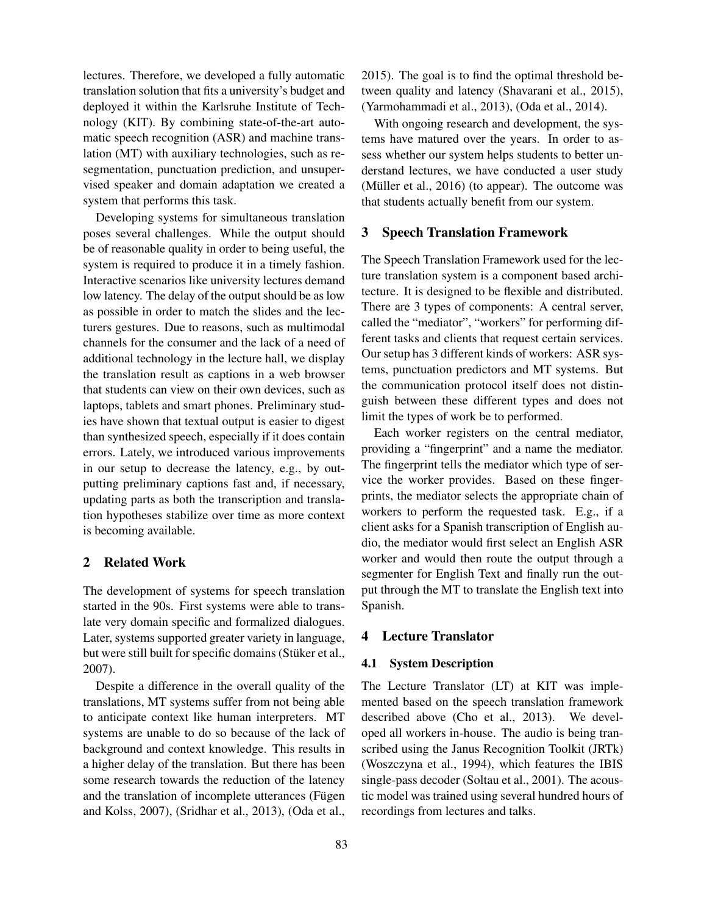lectures. Therefore, we developed a fully automatic translation solution that fits a university's budget and deployed it within the Karlsruhe Institute of Technology (KIT). By combining state-of-the-art automatic speech recognition (ASR) and machine translation (MT) with auxiliary technologies, such as resegmentation, punctuation prediction, and unsupervised speaker and domain adaptation we created a system that performs this task.

Developing systems for simultaneous translation poses several challenges. While the output should be of reasonable quality in order to being useful, the system is required to produce it in a timely fashion. Interactive scenarios like university lectures demand low latency. The delay of the output should be as low as possible in order to match the slides and the lecturers gestures. Due to reasons, such as multimodal channels for the consumer and the lack of a need of additional technology in the lecture hall, we display the translation result as captions in a web browser that students can view on their own devices, such as laptops, tablets and smart phones. Preliminary studies have shown that textual output is easier to digest than synthesized speech, especially if it does contain errors. Lately, we introduced various improvements in our setup to decrease the latency, e.g., by outputting preliminary captions fast and, if necessary, updating parts as both the transcription and translation hypotheses stabilize over time as more context is becoming available.

## 2 Related Work

The development of systems for speech translation started in the 90s. First systems were able to translate very domain specific and formalized dialogues. Later, systems supported greater variety in language, but were still built for specific domains (Stüker et al., 2007).

Despite a difference in the overall quality of the translations, MT systems suffer from not being able to anticipate context like human interpreters. MT systems are unable to do so because of the lack of background and context knowledge. This results in a higher delay of the translation. But there has been some research towards the reduction of the latency and the translation of incomplete utterances (Fügen and Kolss, 2007), (Sridhar et al., 2013), (Oda et al., 2015). The goal is to find the optimal threshold between quality and latency (Shavarani et al., 2015), (Yarmohammadi et al., 2013), (Oda et al., 2014).

With ongoing research and development, the systems have matured over the years. In order to assess whether our system helps students to better understand lectures, we have conducted a user study (Müller et al., 2016) (to appear). The outcome was that students actually benefit from our system.

## 3 Speech Translation Framework

The Speech Translation Framework used for the lecture translation system is a component based architecture. It is designed to be flexible and distributed. There are 3 types of components: A central server, called the "mediator", "workers" for performing different tasks and clients that request certain services. Our setup has 3 different kinds of workers: ASR systems, punctuation predictors and MT systems. But the communication protocol itself does not distinguish between these different types and does not limit the types of work be to performed.

Each worker registers on the central mediator, providing a "fingerprint" and a name the mediator. The fingerprint tells the mediator which type of service the worker provides. Based on these fingerprints, the mediator selects the appropriate chain of workers to perform the requested task. E.g., if a client asks for a Spanish transcription of English audio, the mediator would first select an English ASR worker and would then route the output through a segmenter for English Text and finally run the output through the MT to translate the English text into Spanish.

## 4 Lecture Translator

### 4.1 System Description

The Lecture Translator (LT) at KIT was implemented based on the speech translation framework described above (Cho et al., 2013). We developed all workers in-house. The audio is being transcribed using the Janus Recognition Toolkit (JRTk) (Woszczyna et al., 1994), which features the IBIS single-pass decoder (Soltau et al., 2001). The acoustic model was trained using several hundred hours of recordings from lectures and talks.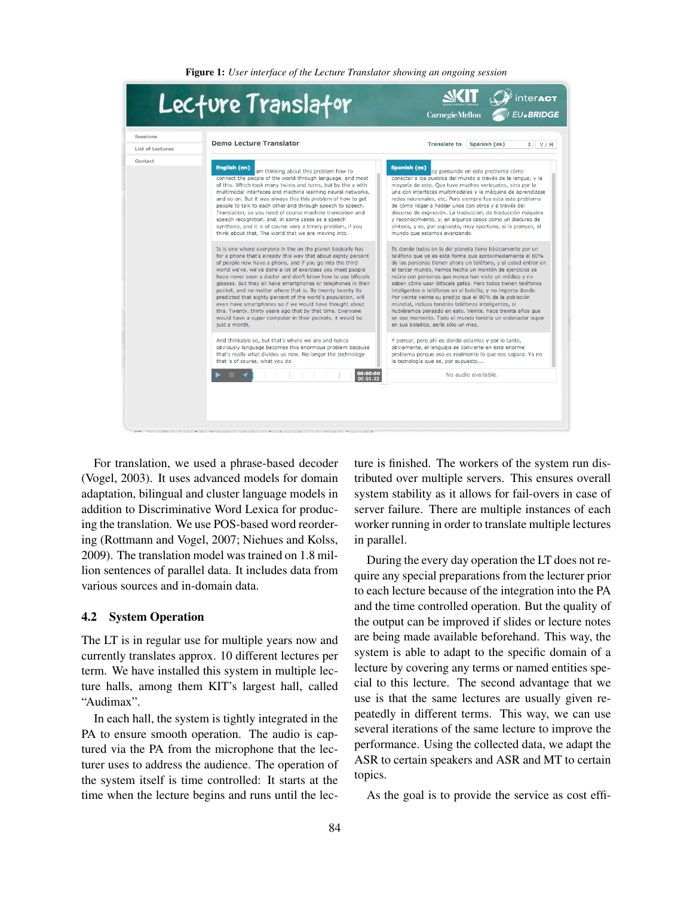**Figure 1:** *User interface of the Lecture Translator showing an ongoing session*

For translation, we used a phrase-based decoder (Vogel, 2003). It uses advanced models for domain adaptation, bilingual and cluster language models in addition to Discriminative Word Lexica for producing the translation. We use POS-based word reordering (Rottmann and Vogel, 2007; Niehues and Kolss, 2009). The translation model was trained on 1.8 million sentences of parallel data. It includes data from various sources and in-domain data.

## 4.2 System Operation

The LT is in regular use for multiple years now and currently translates approx. 10 different lectures per term. We have installed this system in multiple lecture halls, among them KIT's largest hall, called "Audimax".

In each hall, the system is tightly integrated in the PA to ensure smooth operation. The audio is captured via the PA from the microphone that the lecturer uses to address the audience. The operation of the system itself is time controlled: It starts at the time when the lecture begins and runs until the lecture is finished. The workers of the system run distributed over multiple servers. This ensures overall system stability as it allows for fail-overs in case of server failure. There are multiple instances of each worker running in order to translate multiple lectures in parallel.

During the every day operation the LT does not require any special preparations from the lecturer prior to each lecture because of the integration into the PA and the time controlled operation. But the quality of the output can be improved if slides or lecture notes are being made available beforehand. This way, the system is able to adapt to the specific domain of a lecture by covering any terms or named entities special to this lecture. The second advantage that we use is that the same lectures are usually given repeatedly in different terms. This way, we can use several iterations of the same lecture to improve the performance. Using the collected data, we adapt the ASR to certain speakers and ASR and MT to certain topics.

As the goal is to provide the service as cost effi-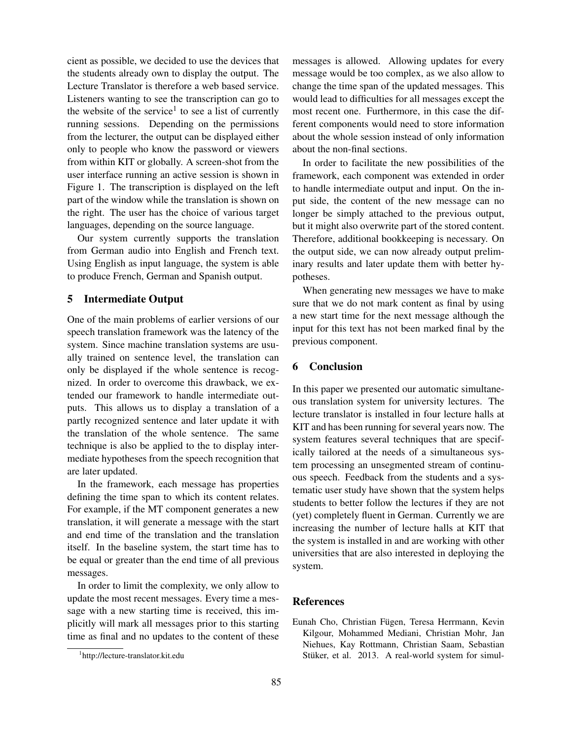cient as possible, we decided to use the devices that the students already own to display the output. The Lecture Translator is therefore a web based service. Listeners wanting to see the transcription can go to the website of the service[1] to see a list of currently running sessions. Depending on the permissions from the lecturer, the output can be displayed either only to people who know the password or viewers from within KIT or globally. A screen-shot from the user interface running an active session is shown in Figure 1. The transcription is displayed on the left part of the window while the translation is shown on the right. The user has the choice of various target languages, depending on the source language.

Our system currently supports the translation from German audio into English and French text. Using English as input language, the system is able to produce French, German and Spanish output.

## 5 Intermediate Output

One of the main problems of earlier versions of our speech translation framework was the latency of the system. Since machine translation systems are usually trained on sentence level, the translation can only be displayed if the whole sentence is recognized. In order to overcome this drawback, we extended our framework to handle intermediate outputs. This allows us to display a translation of a partly recognized sentence and later update it with the translation of the whole sentence. The same technique is also be applied to the to display intermediate hypotheses from the speech recognition that are later updated.

In the framework, each message has properties defining the time span to which its content relates. For example, if the MT component generates a new translation, it will generate a message with the start and end time of the translation and the translation itself. In the baseline system, the start time has to be equal or greater than the end time of all previous messages.

In order to limit the complexity, we only allow to update the most recent messages. Every time a message with a new starting time is received, this implicitly will mark all messages prior to this starting time as final and no updates to the content of these messages is allowed. Allowing updates for every message would be too complex, as we also allow to change the time span of the updated messages. This would lead to difficulties for all messages except the most recent one. Furthermore, in this case the different components would need to store information about the whole session instead of only information about the non-final sections.

In order to facilitate the new possibilities of the framework, each component was extended in order to handle intermediate output and input. On the input side, the content of the new message can no longer be simply attached to the previous output, but it might also overwrite part of the stored content. Therefore, additional bookkeeping is necessary. On the output side, we can now already output preliminary results and later update them with better hypotheses.

When generating new messages we have to make sure that we do not mark content as final by using a new start time for the next message although the input for this text has not been marked final by the previous component.

## 6 Conclusion

In this paper we presented our automatic simultaneous translation system for university lectures. The lecture translator is installed in four lecture halls at KIT and has been running for several years now. The system features several techniques that are specifically tailored at the needs of a simultaneous system processing an unsegmented stream of continuous speech. Feedback from the students and a systematic user study have shown that the system helps students to better follow the lectures if they are not (yet) completely fluent in German. Currently we are increasing the number of lecture halls at KIT that the system is installed in and are working with other universities that are also interested in deploying the system.

## References

Eunah Cho, Christian Fügen, Teresa Herrmann, Kevin Kilgour, Mohammed Mediani, Christian Mohr, Jan Niehues, Kay Rottmann, Christian Saam, Sebastian Stüker, et al. 2013. A real-world system for simul-

[1] http://lecture-translator.kit.edu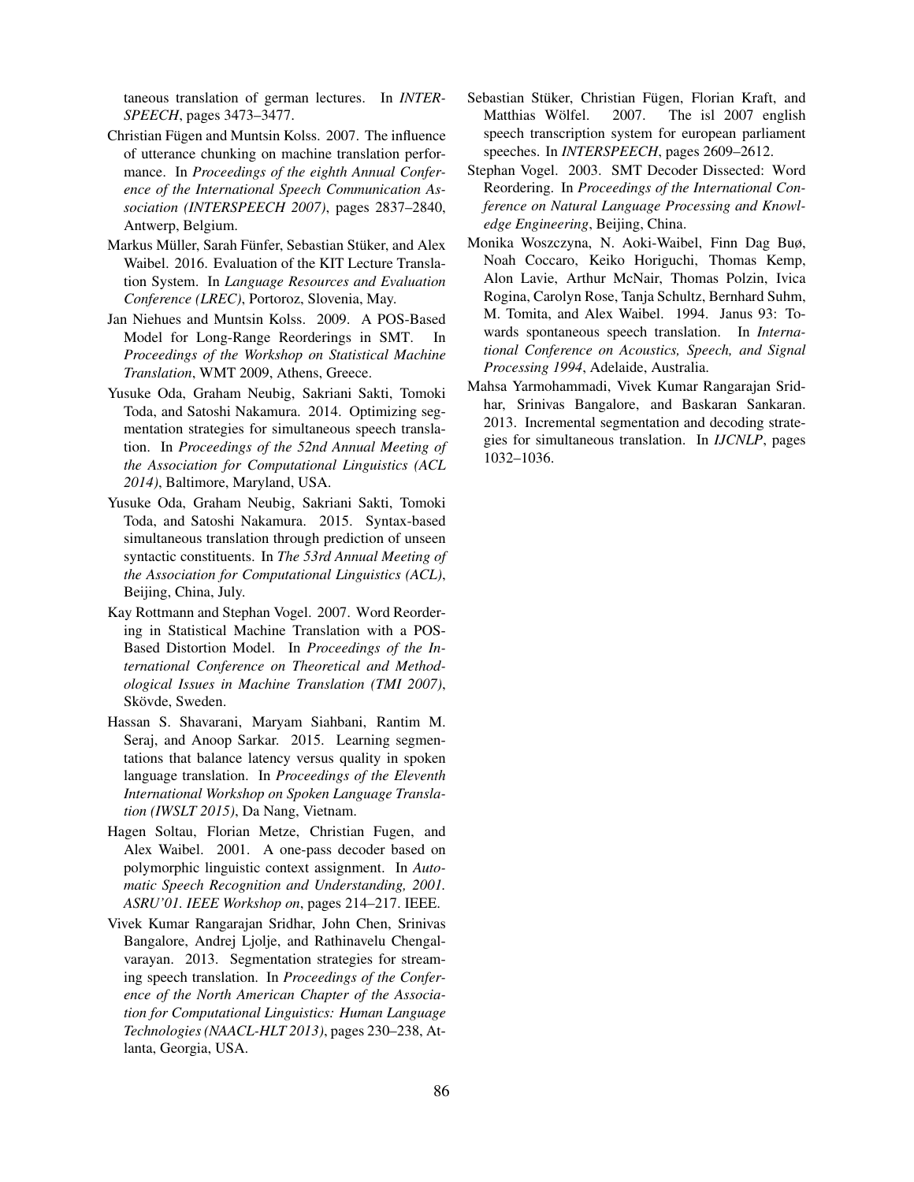taneous translation of german lectures. In *INTERSPEECH*, pages 3473–3477.

Christian Fügen and Muntsin Kolss. 2007. The influence of utterance chunking on machine translation performance. In *Proceedings of the eighth Annual Conference of the International Speech Communication Association (INTERSPEECH 2007)*, pages 2837–2840, Antwerp, Belgium.

Markus Müller, Sarah Fünfer, Sebastian Stüker, and Alex Waibel. 2016. Evaluation of the KIT Lecture Translation System. In *Language Resources and Evaluation Conference (LREC)*, Portoroz, Slovenia, May.

Jan Niehues and Muntsin Kolss. 2009. A POS-Based Model for Long-Range Reorderings in SMT. In *Proceedings of the Workshop on Statistical Machine Translation*, WMT 2009, Athens, Greece.

Yusuke Oda, Graham Neubig, Sakriani Sakti, Tomoki Toda, and Satoshi Nakamura. 2014. Optimizing segmentation strategies for simultaneous speech translation. In *Proceedings of the 52nd Annual Meeting of the Association for Computational Linguistics (ACL 2014)*, Baltimore, Maryland, USA.

Yusuke Oda, Graham Neubig, Sakriani Sakti, Tomoki Toda, and Satoshi Nakamura. 2015. Syntax-based simultaneous translation through prediction of unseen syntactic constituents. In *The 53rd Annual Meeting of the Association for Computational Linguistics (ACL)*, Beijing, China, July.

Kay Rottmann and Stephan Vogel. 2007. Word Reordering in Statistical Machine Translation with a POS-Based Distortion Model. In *Proceedings of the International Conference on Theoretical and Methodological Issues in Machine Translation (TMI 2007)*, Skövde, Sweden.

Hassan S. Shavarani, Maryam Siahbani, Rantim M. Seraj, and Anoop Sarkar. 2015. Learning segmentations that balance latency versus quality in spoken language translation. In *Proceedings of the Eleventh International Workshop on Spoken Language Translation (IWSLT 2015)*, Da Nang, Vietnam.

Hagen Soltau, Florian Metze, Christian Fugen, and Alex Waibel. 2001. A one-pass decoder based on polymorphic linguistic context assignment. In *Automatic Speech Recognition and Understanding, 2001. ASRU'01. IEEE Workshop on*, pages 214–217. IEEE.

Vivek Kumar Rangarajan Sridhar, John Chen, Srinivas Bangalore, Andrej Ljolje, and Rathinavelu Chengalvarayan. 2013. Segmentation strategies for streaming speech translation. In *Proceedings of the Conference of the North American Chapter of the Association for Computational Linguistics: Human Language Technologies (NAACL-HLT 2013)*, pages 230–238, Atlanta, Georgia, USA.

Sebastian Stüker, Christian Fügen, Florian Kraft, and Matthias Wölfel. 2007. The isl 2007 english speech transcription system for european parliament speeches. In *INTERSPEECH*, pages 2609–2612.

Stephan Vogel. 2003. SMT Decoder Dissected: Word Reordering. In *Proceedings of the International Conference on Natural Language Processing and Knowledge Engineering*, Beijing, China.

Monika Woszczyna, N. Aoki-Waibel, Finn Dag Buø, Noah Coccaro, Keiko Horiguchi, Thomas Kemp, Alon Lavie, Arthur McNair, Thomas Polzin, Ivica Rogina, Carolyn Rose, Tanja Schultz, Bernhard Suhm, M. Tomita, and Alex Waibel. 1994. Janus 93: Towards spontaneous speech translation. In *International Conference on Acoustics, Speech, and Signal Processing 1994*, Adelaide, Australia.

Mahsa Yarmohammadi, Vivek Kumar Rangarajan Sridhar, Srinivas Bangalore, and Baskaran Sankaran. 2013. Incremental segmentation and decoding strategies for simultaneous translation. In *IJCNLP*, pages 1032–1036.